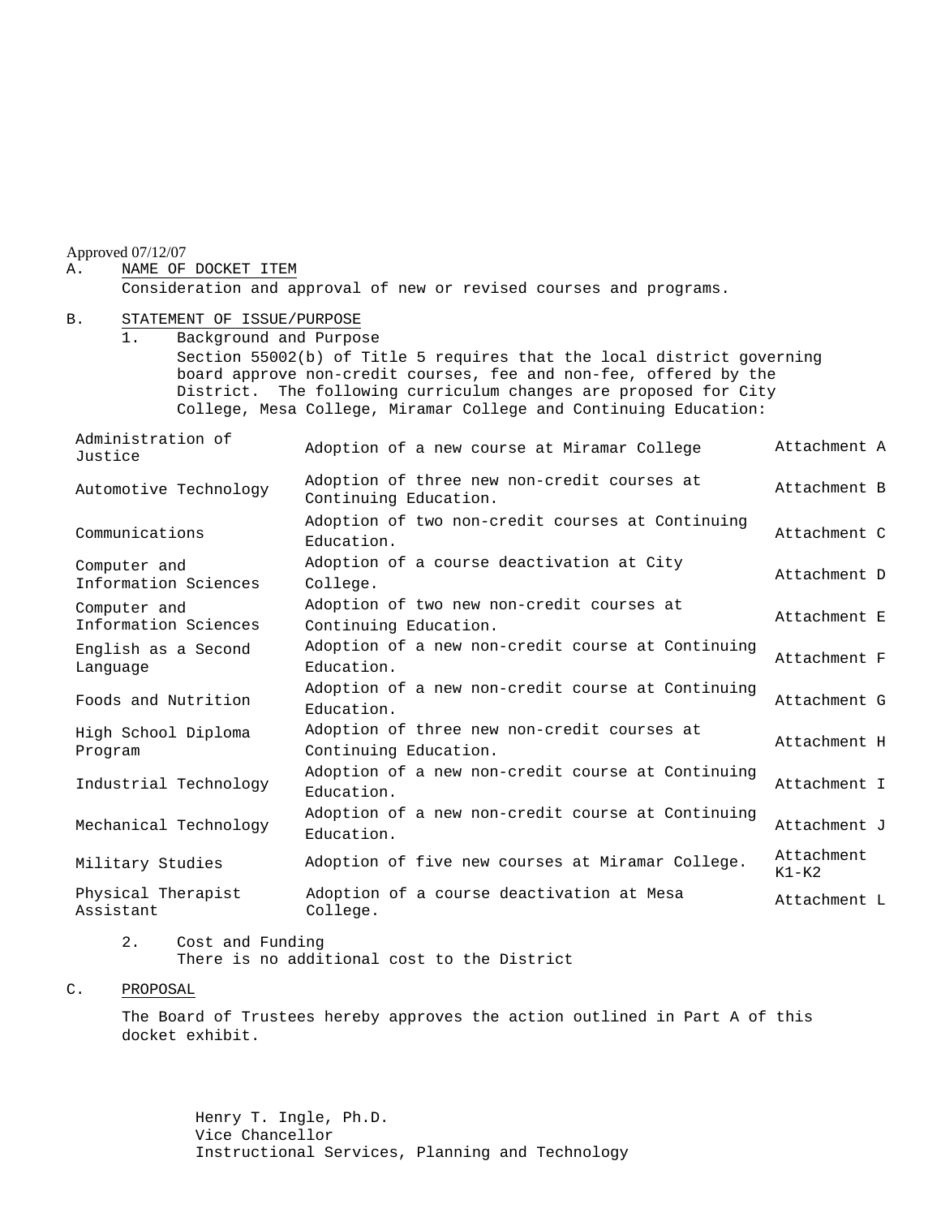Approved 07/12/07

A. NAME OF DOCKET ITEM

Consideration and approval of new or revised courses and programs.

B. STATEMENT OF ISSUE/PURPOSE

1. Background and Purpose

Section 55002(b) of Title 5 requires that the local district governing board approve non-credit courses, fee and non-fee, offered by the District. The following curriculum changes are proposed for City College, Mesa College, Miramar College and Continuing Education:

| | | |
|---|---|---|
| Administration of Justice | Adoption of a new course at Miramar College | Attachment A |
| Automotive Technology | Adoption of three new non-credit courses at Continuing Education. | Attachment B |
| Communications | Adoption of two non-credit courses at Continuing Education. | Attachment C |
| Computer and Information Sciences | Adoption of a course deactivation at City College. | Attachment D |
| Computer and Information Sciences | Adoption of two new non-credit courses at Continuing Education. | Attachment E |
| English as a Second Language | Adoption of a new non-credit course at Continuing Education. | Attachment F |
| Foods and Nutrition | Adoption of a new non-credit course at Continuing Education. | Attachment G |
| High School Diploma Program | Adoption of three new non-credit courses at Continuing Education. | Attachment H |
| Industrial Technology | Adoption of a new non-credit course at Continuing Education. | Attachment I |
| Mechanical Technology | Adoption of a new non-credit course at Continuing Education. | Attachment J |
| Military Studies | Adoption of five new courses at Miramar College. | Attachment K1-K2 |
| Physical Therapist Assistant | Adoption of a course deactivation at Mesa College. | Attachment L |

2. Cost and Funding

There is no additional cost to the District

C. PROPOSAL

The Board of Trustees hereby approves the action outlined in Part A of this docket exhibit.

Henry T. Ingle, Ph.D.
Vice Chancellor
Instructional Services, Planning and Technology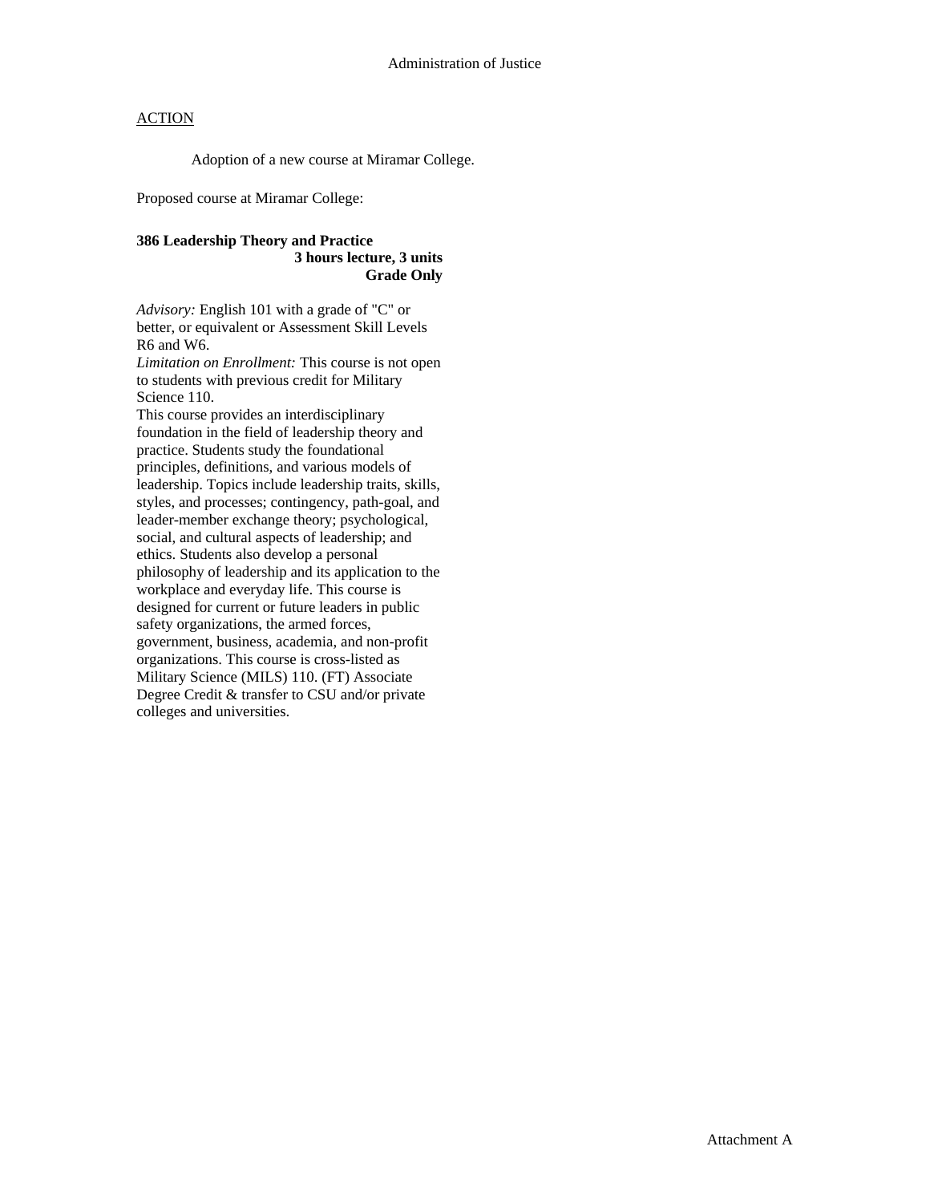Administration of Justice

ACTION

Adoption of a new course at Miramar College.

Proposed course at Miramar College:

**386 Leadership Theory and Practice**
**3 hours lecture, 3 units**
**Grade Only**

*Advisory:* English 101 with a grade of "C" or better, or equivalent or Assessment Skill Levels R6 and W6.
*Limitation on Enrollment:* This course is not open to students with previous credit for Military Science 110.
This course provides an interdisciplinary foundation in the field of leadership theory and practice. Students study the foundational principles, definitions, and various models of leadership. Topics include leadership traits, skills, styles, and processes; contingency, path-goal, and leader-member exchange theory; psychological, social, and cultural aspects of leadership; and ethics. Students also develop a personal philosophy of leadership and its application to the workplace and everyday life. This course is designed for current or future leaders in public safety organizations, the armed forces, government, business, academia, and non-profit organizations. This course is cross-listed as Military Science (MILS) 110. (FT) Associate Degree Credit & transfer to CSU and/or private colleges and universities.

Attachment A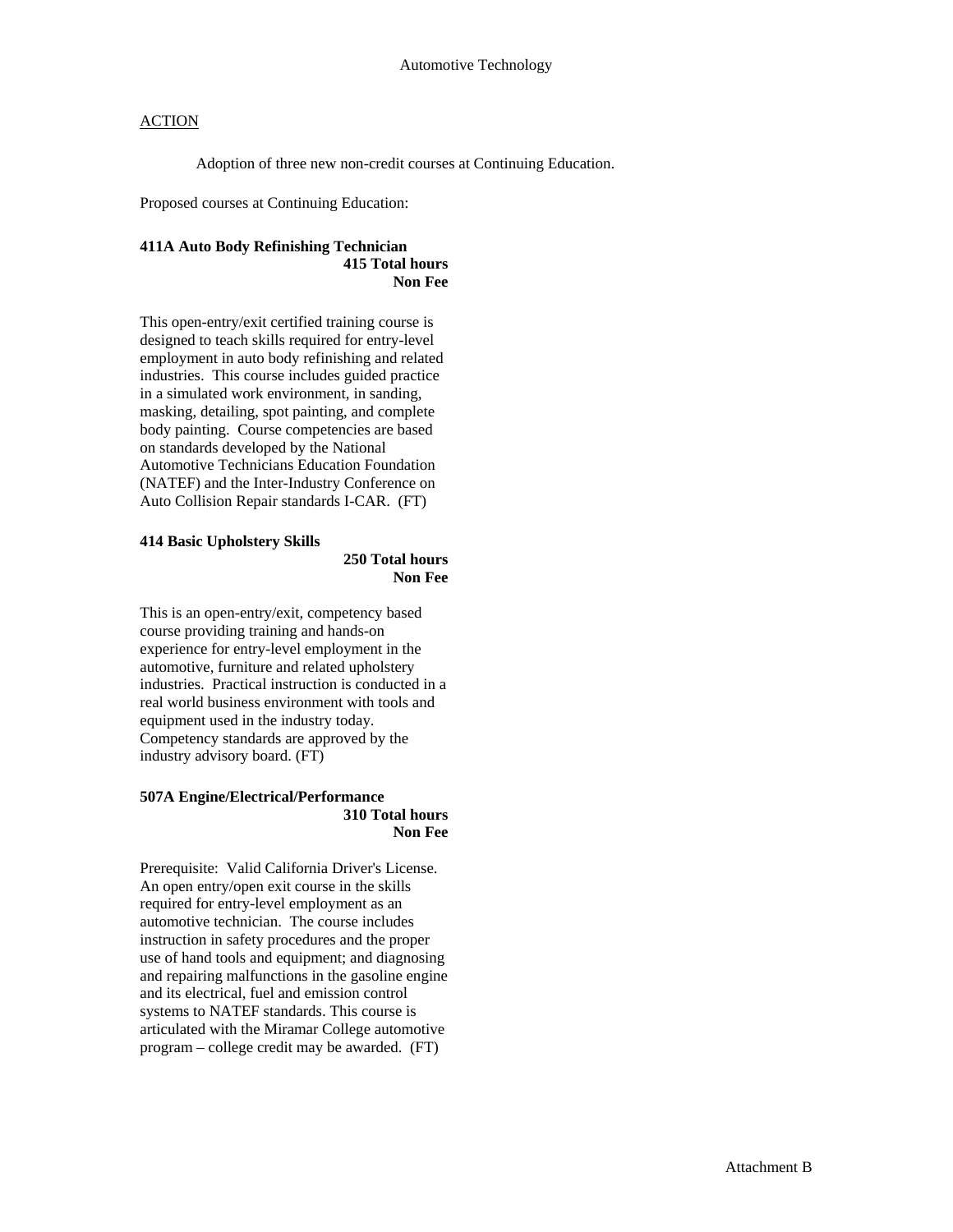# Automotive Technology

ACTION

Adoption of three new non-credit courses at Continuing Education.

Proposed courses at Continuing Education:

**411A Auto Body Refinishing Technician**
**415 Total hours**
**Non Fee**

This open-entry/exit certified training course is designed to teach skills required for entry-level employment in auto body refinishing and related industries. This course includes guided practice in a simulated work environment, in sanding, masking, detailing, spot painting, and complete body painting. Course competencies are based on standards developed by the National Automotive Technicians Education Foundation (NATEF) and the Inter-Industry Conference on Auto Collision Repair standards I-CAR. (FT)

**414 Basic Upholstery Skills**
**250 Total hours**
**Non Fee**

This is an open-entry/exit, competency based course providing training and hands-on experience for entry-level employment in the automotive, furniture and related upholstery industries. Practical instruction is conducted in a real world business environment with tools and equipment used in the industry today. Competency standards are approved by the industry advisory board. (FT)

**507A Engine/Electrical/Performance**
**310 Total hours**
**Non Fee**

Prerequisite: Valid California Driver's License. An open entry/open exit course in the skills required for entry-level employment as an automotive technician. The course includes instruction in safety procedures and the proper use of hand tools and equipment; and diagnosing and repairing malfunctions in the gasoline engine and its electrical, fuel and emission control systems to NATEF standards. This course is articulated with the Miramar College automotive program – college credit may be awarded. (FT)

Attachment B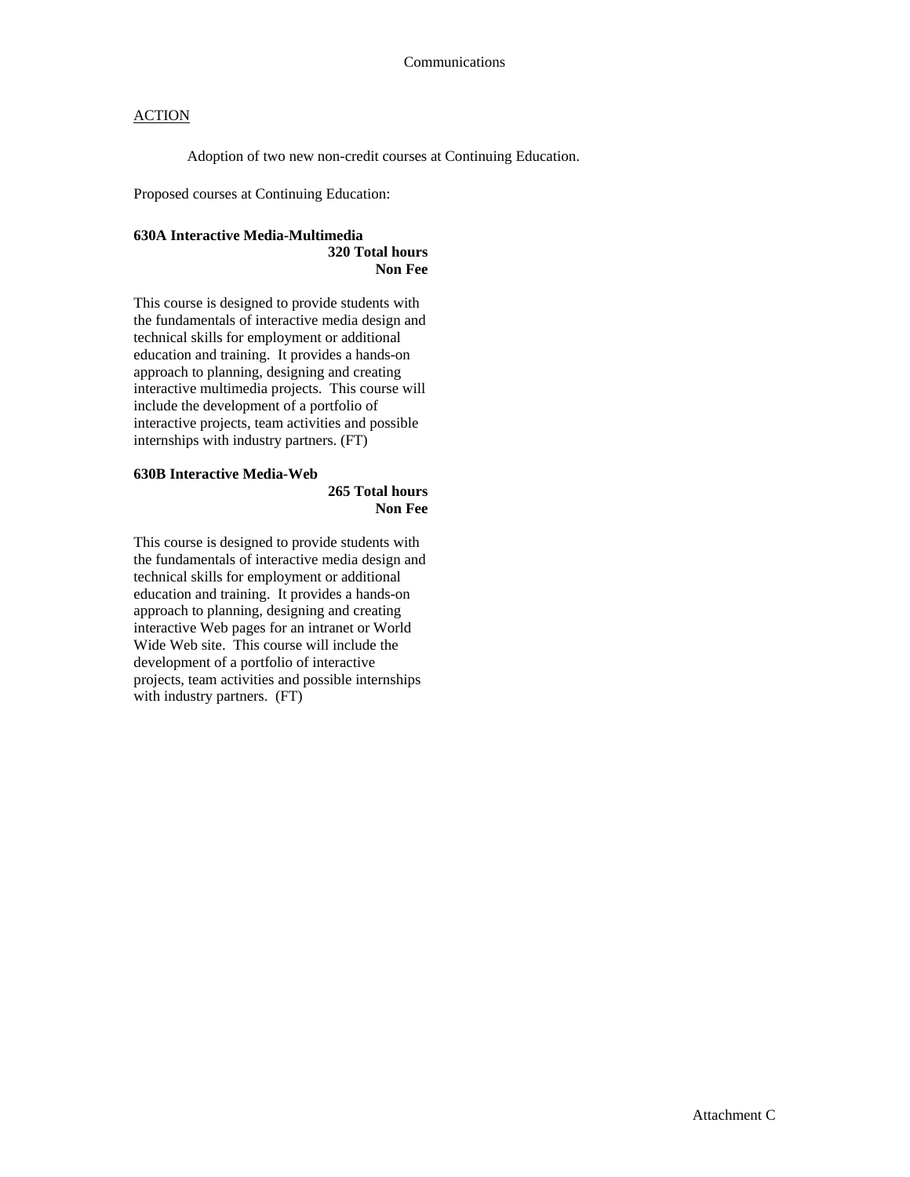Communications

<u>ACTION</u>

Adoption of two new non-credit courses at Continuing Education.

Proposed courses at Continuing Education:

**630A Interactive Media-Multimedia**
**320 Total hours**
**Non Fee**

This course is designed to provide students with the fundamentals of interactive media design and technical skills for employment or additional education and training. It provides a hands-on approach to planning, designing and creating interactive multimedia projects. This course will include the development of a portfolio of interactive projects, team activities and possible internships with industry partners. (FT)

**630B Interactive Media-Web**
**265 Total hours**
**Non Fee**

This course is designed to provide students with the fundamentals of interactive media design and technical skills for employment or additional education and training. It provides a hands-on approach to planning, designing and creating interactive Web pages for an intranet or World Wide Web site. This course will include the development of a portfolio of interactive projects, team activities and possible internships with industry partners. (FT)

Attachment C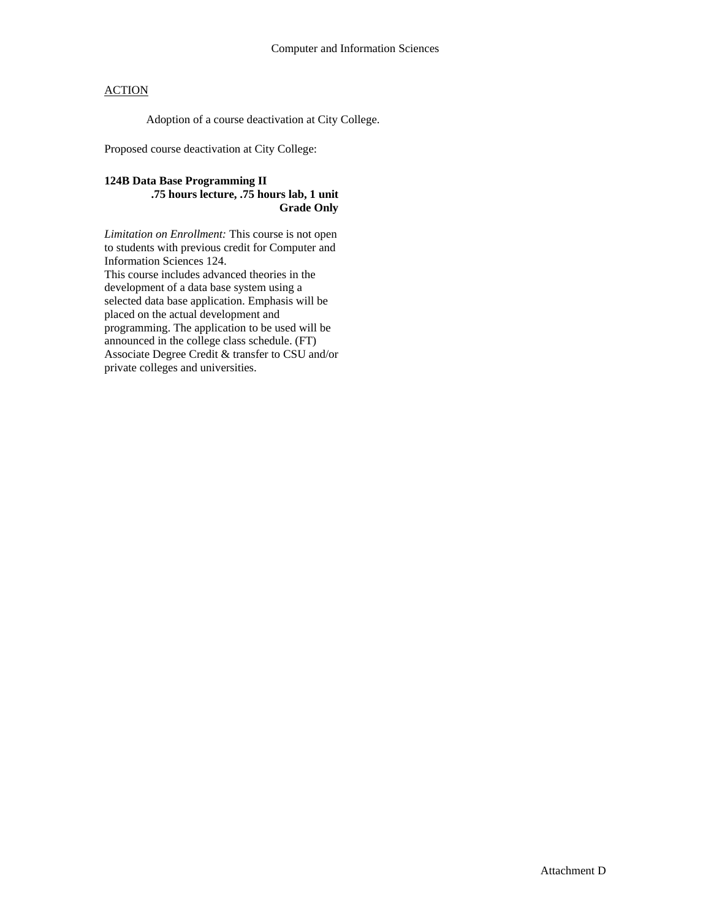Computer and Information Sciences

ACTION

Adoption of a course deactivation at City College.

Proposed course deactivation at City College:

**124B Data Base Programming II**
**.75 hours lecture, .75 hours lab, 1 unit**
**Grade Only**

*Limitation on Enrollment:* This course is not open to students with previous credit for Computer and Information Sciences 124.
This course includes advanced theories in the development of a data base system using a selected data base application. Emphasis will be placed on the actual development and programming. The application to be used will be announced in the college class schedule. (FT)
Associate Degree Credit & transfer to CSU and/or private colleges and universities.

Attachment D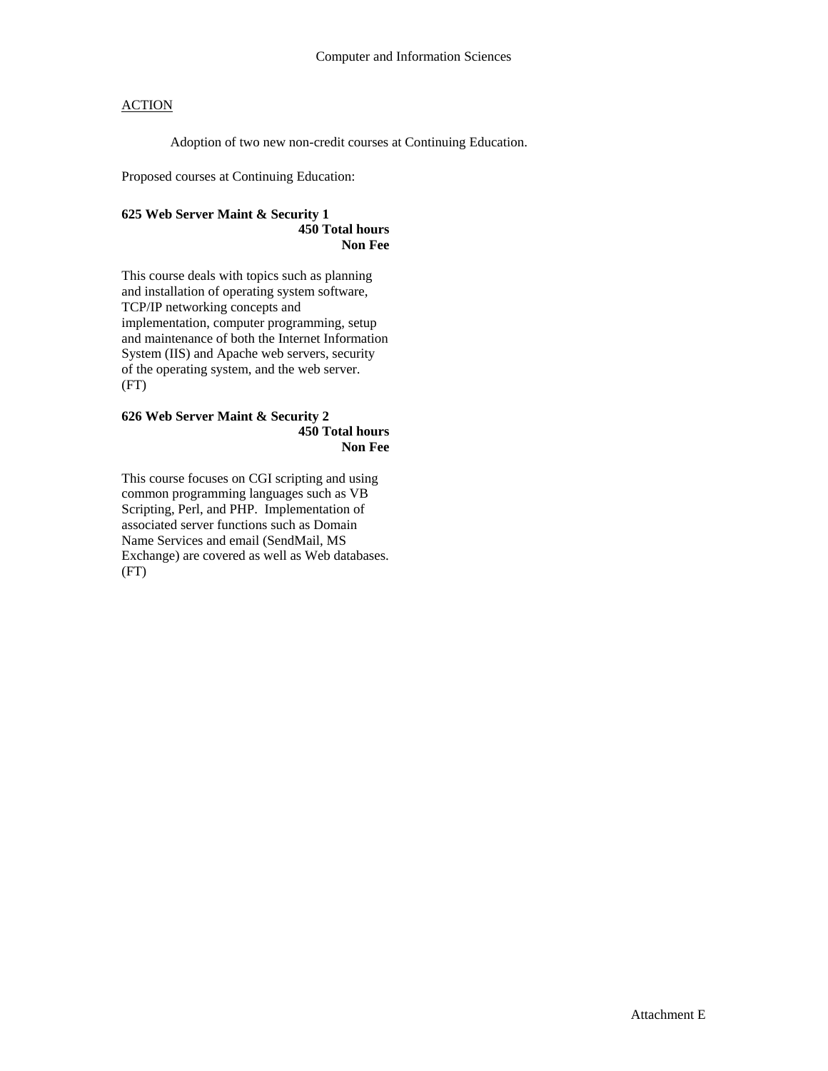Computer and Information Sciences

ACTION

Adoption of two new non-credit courses at Continuing Education.

Proposed courses at Continuing Education:

**625 Web Server Maint & Security 1**
**450 Total hours**
**Non Fee**

This course deals with topics such as planning and installation of operating system software, TCP/IP networking concepts and implementation, computer programming, setup and maintenance of both the Internet Information System (IIS) and Apache web servers, security of the operating system, and the web server. (FT)

**626 Web Server Maint & Security 2**
**450 Total hours**
**Non Fee**

This course focuses on CGI scripting and using common programming languages such as VB Scripting, Perl, and PHP. Implementation of associated server functions such as Domain Name Services and email (SendMail, MS Exchange) are covered as well as Web databases. (FT)

Attachment E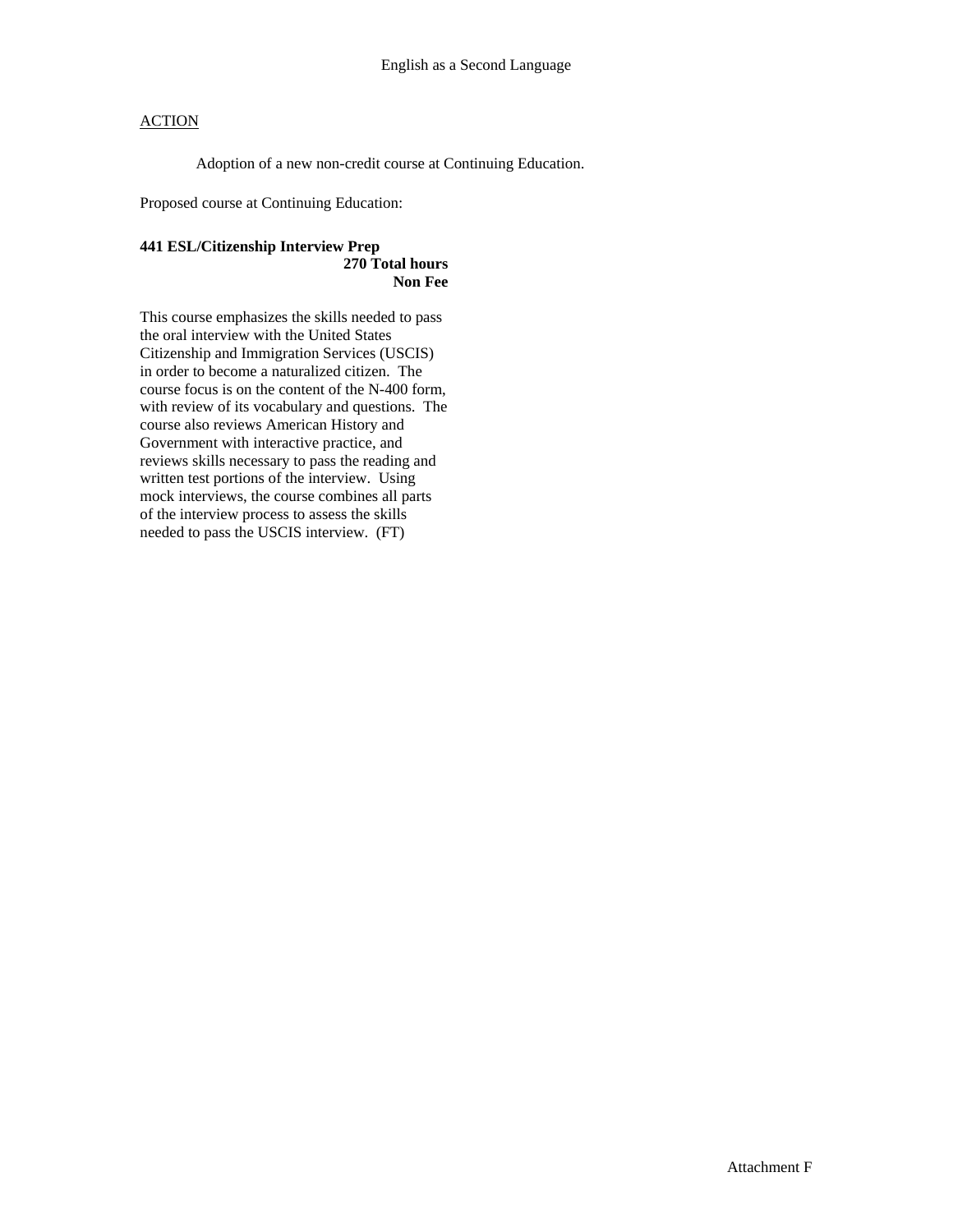English as a Second Language

ACTION

Adoption of a new non-credit course at Continuing Education.

Proposed course at Continuing Education:

**441 ESL/Citizenship Interview Prep**
**270 Total hours**
**Non Fee**

This course emphasizes the skills needed to pass the oral interview with the United States Citizenship and Immigration Services (USCIS) in order to become a naturalized citizen. The course focus is on the content of the N-400 form, with review of its vocabulary and questions. The course also reviews American History and Government with interactive practice, and reviews skills necessary to pass the reading and written test portions of the interview. Using mock interviews, the course combines all parts of the interview process to assess the skills needed to pass the USCIS interview. (FT)

Attachment F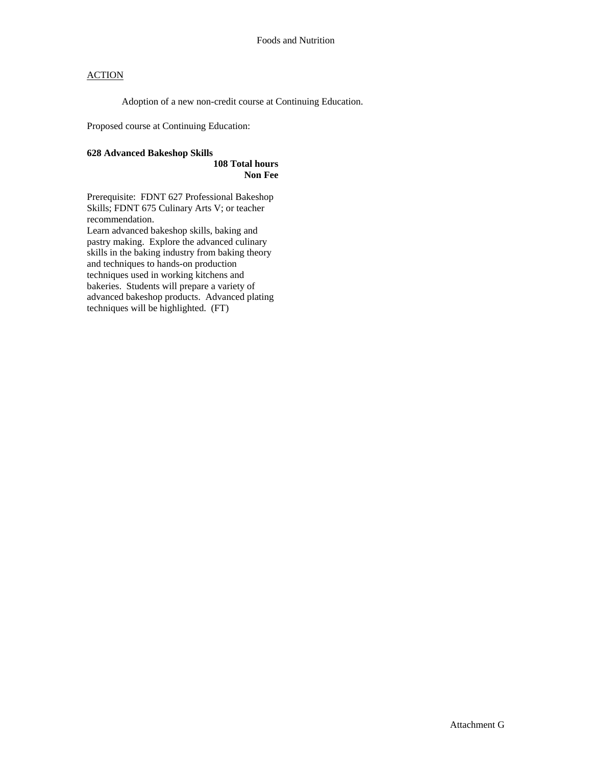Foods and Nutrition

ACTION

Adoption of a new non-credit course at Continuing Education.

Proposed course at Continuing Education:

**628 Advanced Bakeshop Skills**

**108 Total hours**
**Non Fee**

Prerequisite: FDNT 627 Professional Bakeshop Skills; FDNT 675 Culinary Arts V; or teacher recommendation.
Learn advanced bakeshop skills, baking and pastry making. Explore the advanced culinary skills in the baking industry from baking theory and techniques to hands-on production techniques used in working kitchens and bakeries. Students will prepare a variety of advanced bakeshop products. Advanced plating techniques will be highlighted. (FT)

Attachment G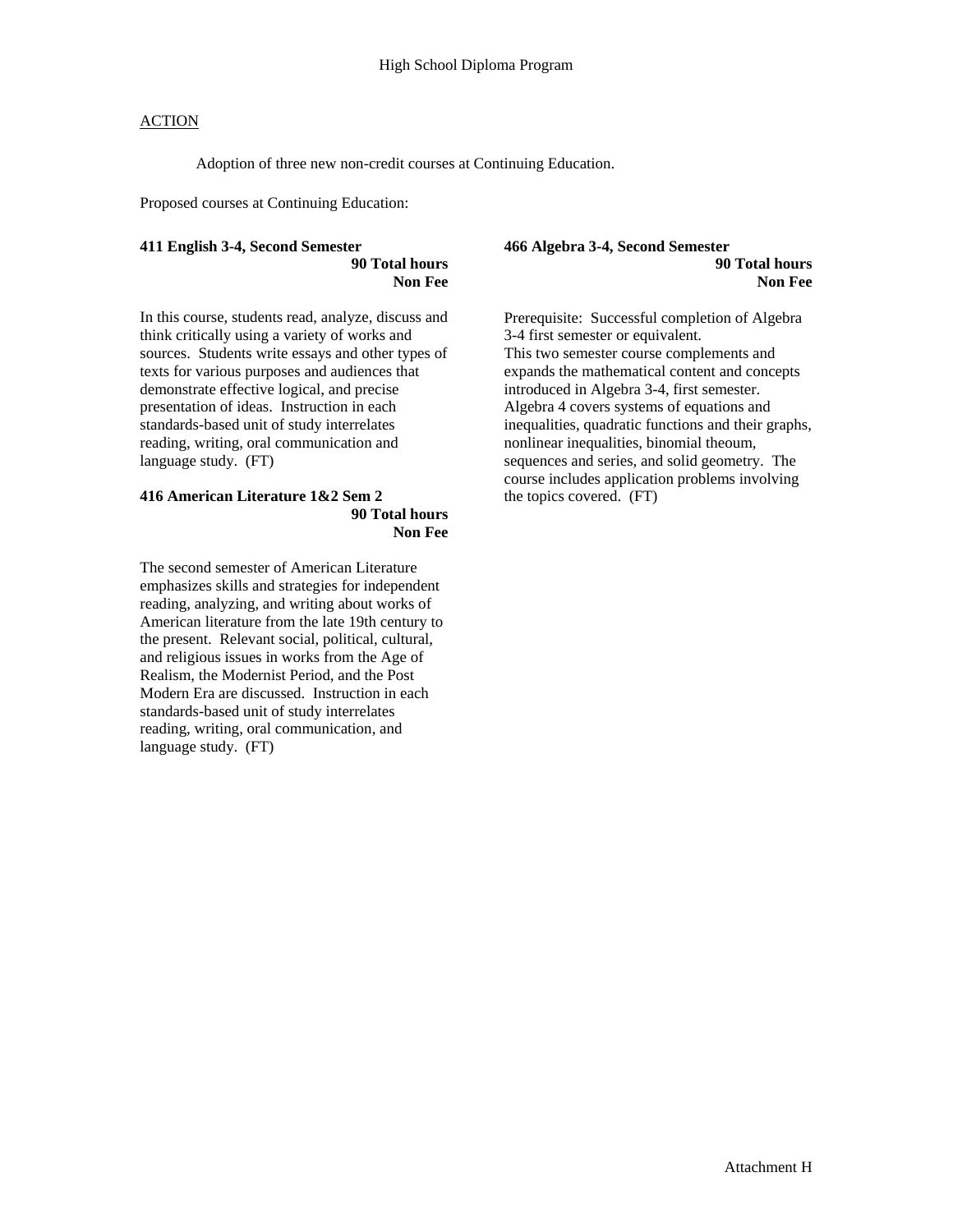High School Diploma Program

ACTION

Adoption of three new non-credit courses at Continuing Education.

Proposed courses at Continuing Education:

**411 English 3-4, Second Semester**
**90 Total hours**
**Non Fee**

In this course, students read, analyze, discuss and think critically using a variety of works and sources. Students write essays and other types of texts for various purposes and audiences that demonstrate effective logical, and precise presentation of ideas. Instruction in each standards-based unit of study interrelates reading, writing, oral communication and language study. (FT)

**416 American Literature 1&2 Sem 2**
**90 Total hours**
**Non Fee**

The second semester of American Literature emphasizes skills and strategies for independent reading, analyzing, and writing about works of American literature from the late 19th century to the present. Relevant social, political, cultural, and religious issues in works from the Age of Realism, the Modernist Period, and the Post Modern Era are discussed. Instruction in each standards-based unit of study interrelates reading, writing, oral communication, and language study. (FT)

**466 Algebra 3-4, Second Semester**
**90 Total hours**
**Non Fee**

Prerequisite: Successful completion of Algebra 3-4 first semester or equivalent.
This two semester course complements and expands the mathematical content and concepts introduced in Algebra 3-4, first semester. Algebra 4 covers systems of equations and inequalities, quadratic functions and their graphs, nonlinear inequalities, binomial theoum, sequences and series, and solid geometry. The course includes application problems involving the topics covered. (FT)

Attachment H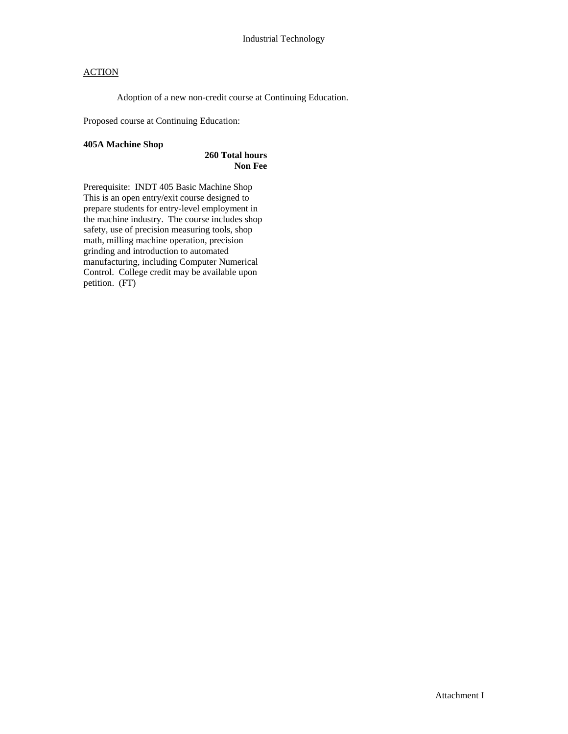Industrial Technology

ACTION

Adoption of a new non-credit course at Continuing Education.

Proposed course at Continuing Education:

**405A Machine Shop**

**260 Total hours**
**Non Fee**

Prerequisite: INDT 405 Basic Machine Shop
This is an open entry/exit course designed to prepare students for entry-level employment in the machine industry. The course includes shop safety, use of precision measuring tools, shop math, milling machine operation, precision grinding and introduction to automated manufacturing, including Computer Numerical Control. College credit may be available upon petition. (FT)

Attachment I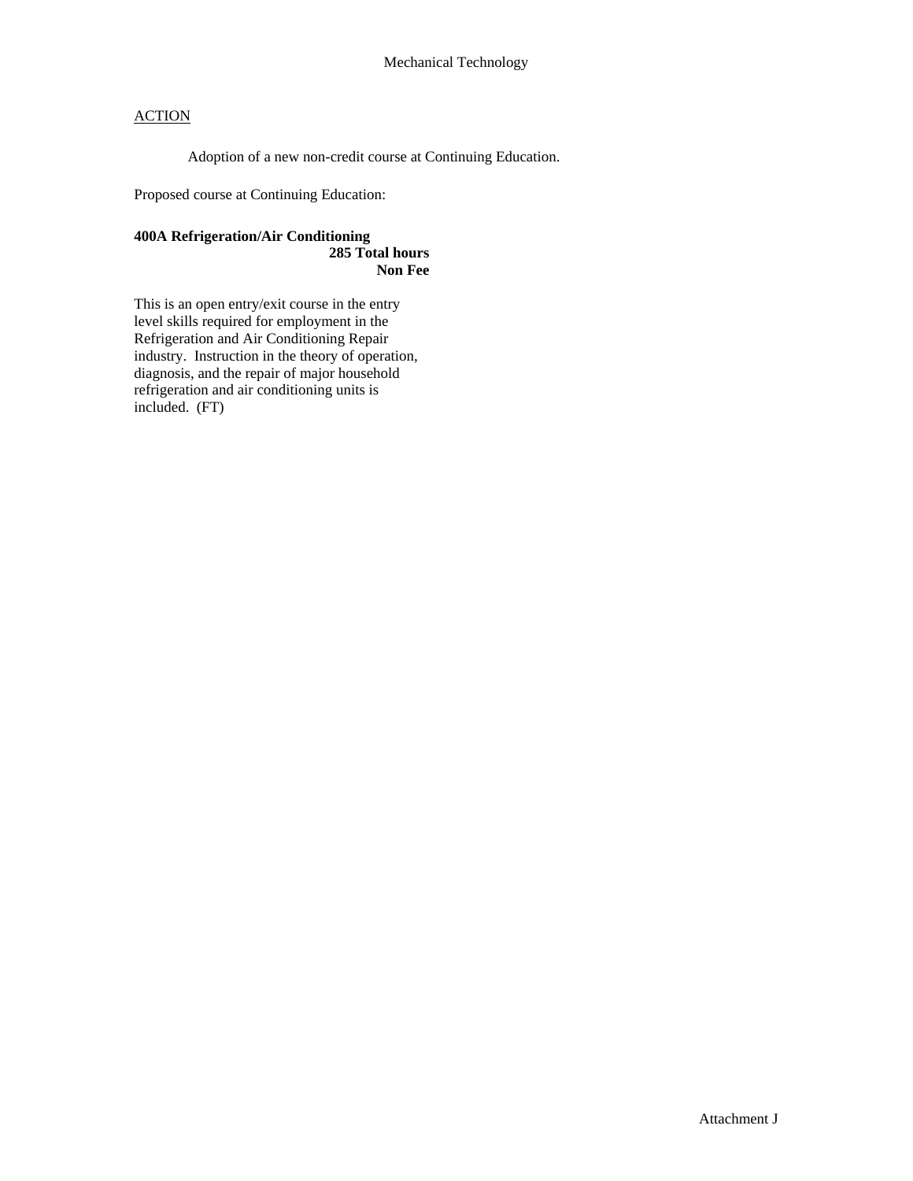Mechanical Technology

ACTION

Adoption of a new non-credit course at Continuing Education.

Proposed course at Continuing Education:

**400A Refrigeration/Air Conditioning**
**285 Total hours**
**Non Fee**

This is an open entry/exit course in the entry level skills required for employment in the Refrigeration and Air Conditioning Repair industry. Instruction in the theory of operation, diagnosis, and the repair of major household refrigeration and air conditioning units is included. (FT)

Attachment J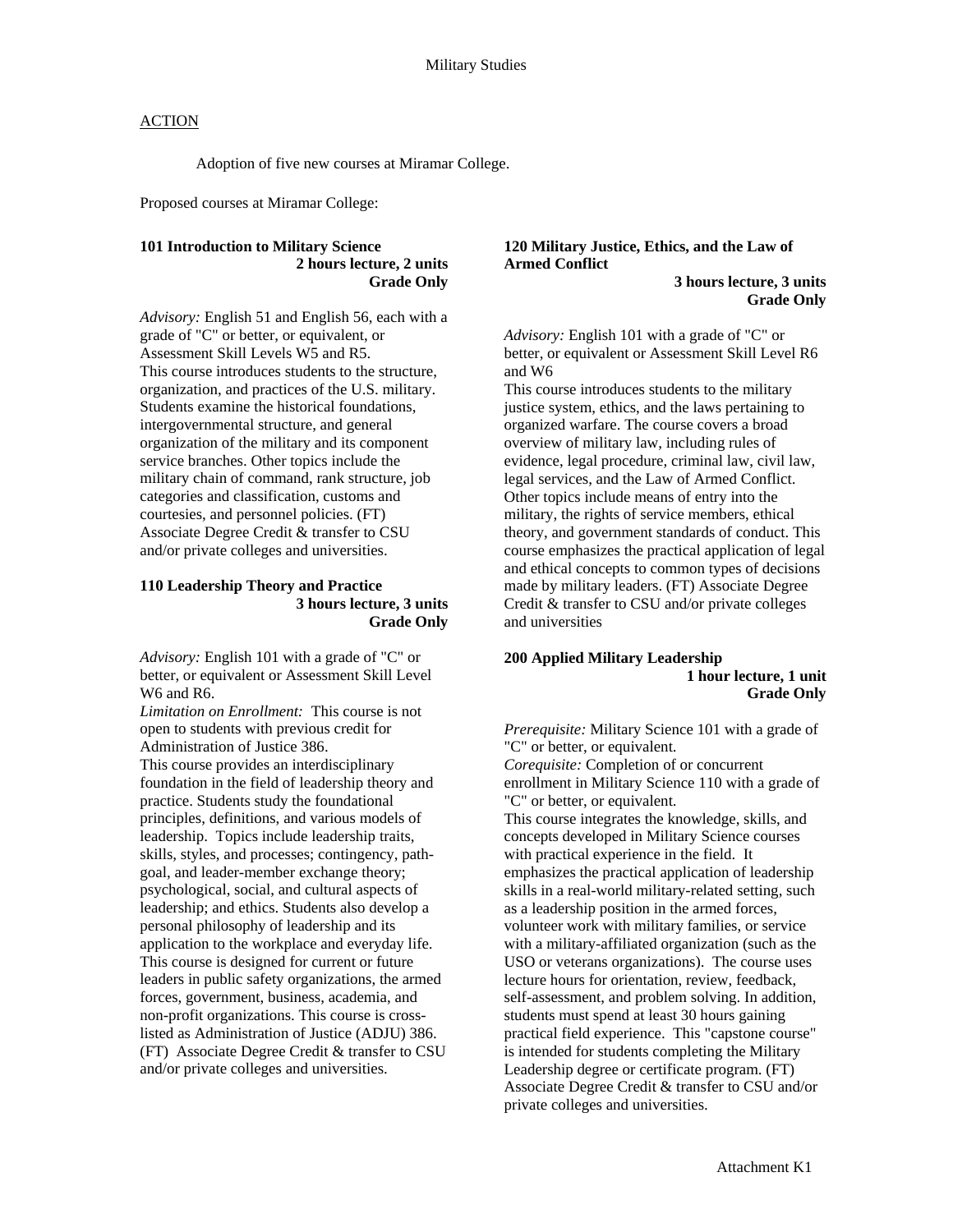# Military Studies

## ACTION

Adoption of five new courses at Miramar College.

Proposed courses at Miramar College:

**101 Introduction to Military Science**
**2 hours lecture, 2 units**
**Grade Only**

*Advisory:* English 51 and English 56, each with a grade of "C" or better, or equivalent, or Assessment Skill Levels W5 and R5.
This course introduces students to the structure, organization, and practices of the U.S. military. Students examine the historical foundations, intergovernmental structure, and general organization of the military and its component service branches. Other topics include the military chain of command, rank structure, job categories and classification, customs and courtesies, and personnel policies. (FT) Associate Degree Credit & transfer to CSU and/or private colleges and universities.

**110 Leadership Theory and Practice**
**3 hours lecture, 3 units**
**Grade Only**

*Advisory:* English 101 with a grade of "C" or better, or equivalent or Assessment Skill Level W6 and R6.
*Limitation on Enrollment:* This course is not open to students with previous credit for Administration of Justice 386.
This course provides an interdisciplinary foundation in the field of leadership theory and practice. Students study the foundational principles, definitions, and various models of leadership. Topics include leadership traits, skills, styles, and processes; contingency, path-goal, and leader-member exchange theory; psychological, social, and cultural aspects of leadership; and ethics. Students also develop a personal philosophy of leadership and its application to the workplace and everyday life. This course is designed for current or future leaders in public safety organizations, the armed forces, government, business, academia, and non-profit organizations. This course is cross-listed as Administration of Justice (ADJU) 386. (FT) Associate Degree Credit & transfer to CSU and/or private colleges and universities.

**120 Military Justice, Ethics, and the Law of Armed Conflict**
**3 hours lecture, 3 units**
**Grade Only**

*Advisory:* English 101 with a grade of "C" or better, or equivalent or Assessment Skill Level R6 and W6
This course introduces students to the military justice system, ethics, and the laws pertaining to organized warfare. The course covers a broad overview of military law, including rules of evidence, legal procedure, criminal law, civil law, legal services, and the Law of Armed Conflict. Other topics include means of entry into the military, the rights of service members, ethical theory, and government standards of conduct. This course emphasizes the practical application of legal and ethical concepts to common types of decisions made by military leaders. (FT) Associate Degree Credit & transfer to CSU and/or private colleges and universities

**200 Applied Military Leadership**
**1 hour lecture, 1 unit**
**Grade Only**

*Prerequisite:* Military Science 101 with a grade of "C" or better, or equivalent.
*Corequisite:* Completion of or concurrent enrollment in Military Science 110 with a grade of "C" or better, or equivalent.
This course integrates the knowledge, skills, and concepts developed in Military Science courses with practical experience in the field. It emphasizes the practical application of leadership skills in a real-world military-related setting, such as a leadership position in the armed forces, volunteer work with military families, or service with a military-affiliated organization (such as the USO or veterans organizations). The course uses lecture hours for orientation, review, feedback, self-assessment, and problem solving. In addition, students must spend at least 30 hours gaining practical field experience. This "capstone course" is intended for students completing the Military Leadership degree or certificate program. (FT) Associate Degree Credit & transfer to CSU and/or private colleges and universities.

Attachment K1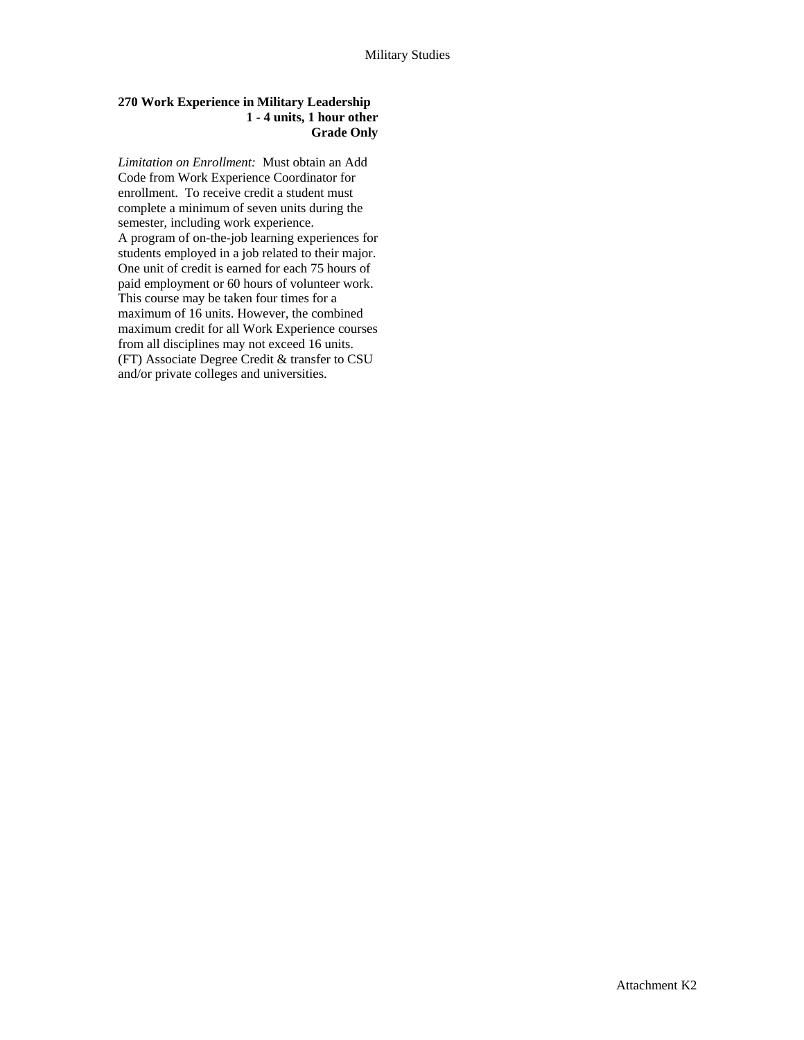Military Studies

**270 Work Experience in Military Leadership**
**1 - 4 units, 1 hour other**
**Grade Only**

*Limitation on Enrollment:* Must obtain an Add Code from Work Experience Coordinator for enrollment. To receive credit a student must complete a minimum of seven units during the semester, including work experience.
A program of on-the-job learning experiences for students employed in a job related to their major. One unit of credit is earned for each 75 hours of paid employment or 60 hours of volunteer work. This course may be taken four times for a maximum of 16 units. However, the combined maximum credit for all Work Experience courses from all disciplines may not exceed 16 units.
(FT) Associate Degree Credit & transfer to CSU and/or private colleges and universities.

Attachment K2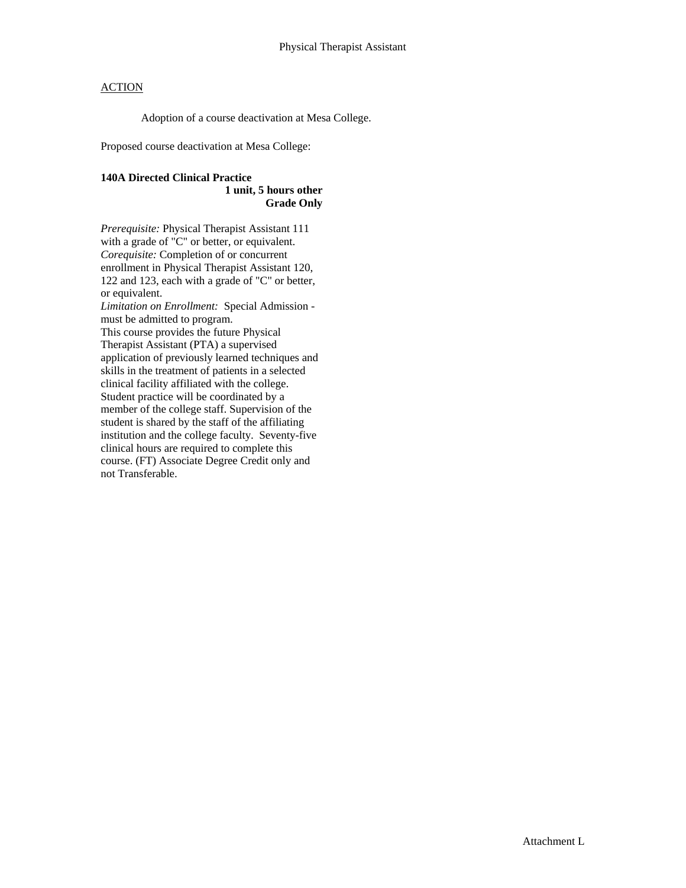Physical Therapist Assistant

ACTION

Adoption of a course deactivation at Mesa College.

Proposed course deactivation at Mesa College:

**140A Directed Clinical Practice**
**1 unit, 5 hours other**
**Grade Only**

*Prerequisite:* Physical Therapist Assistant 111 with a grade of "C" or better, or equivalent.
*Corequisite:* Completion of or concurrent enrollment in Physical Therapist Assistant 120, 122 and 123, each with a grade of "C" or better, or equivalent.
*Limitation on Enrollment:* Special Admission - must be admitted to program.
This course provides the future Physical Therapist Assistant (PTA) a supervised application of previously learned techniques and skills in the treatment of patients in a selected clinical facility affiliated with the college. Student practice will be coordinated by a member of the college staff. Supervision of the student is shared by the staff of the affiliating institution and the college faculty. Seventy-five clinical hours are required to complete this course. (FT) Associate Degree Credit only and not Transferable.

Attachment L